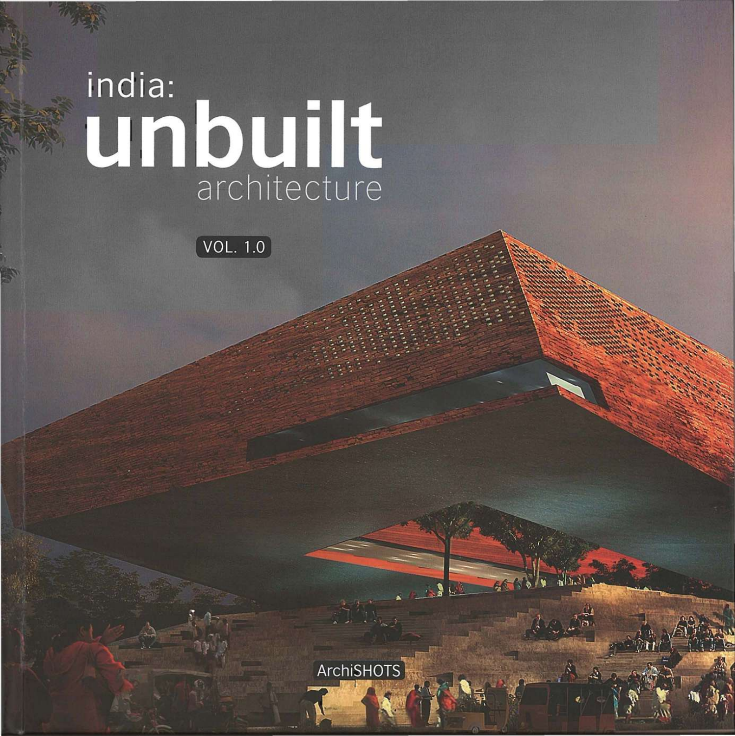# india: unbuilt architecture

VOL. 1.0

ArchiSHOTS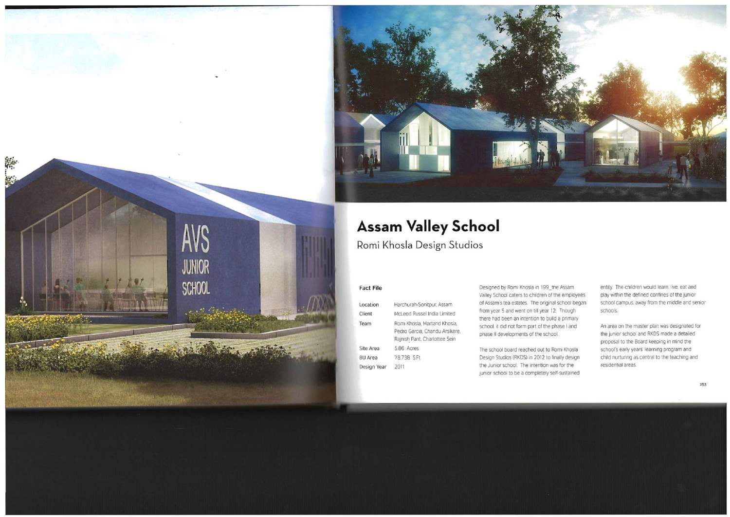# Assam Valley School

## Romi Khosla Design Studios

### Fact File

| | |
|---|---|
| Location | Harchurah-Sonitpur, Assam |
| Client | McLeod Russel India Limited |
| Team | Romi Khosla, Martand Khosla, Pedro Garcia, Chandu Arsikere, Rajnish Pant, Charlotte Sein |
| Site Area | 5.86 Acres |
| BU Area | 78,738 S.Ft. |
| Design Year | 2011 |

Designed by Romi Khosla in 199_the Assam Valley School caters to children of the employees of Assam's tea estates. The original school began from year 5 and went on till year 12. Though there had been an intention to build a primary school, it did not form part of the phase I and phase II developments of the school.

The school board reached out to Romi Khosla Design Studios (RKDS) in 2012 to finally design the Junior school. The intention was for the junior school to be a completely self-sustained entity. The children would learn, live, eat and play within the defined confines of the junior school campus, away from the middle and senior schools.

An area on the master plan was designated for the junior school and RKDS made a detailed proposal to the Board keeping in mind the school's early years' learning program and child nurturing as central to the teaching and residential areas.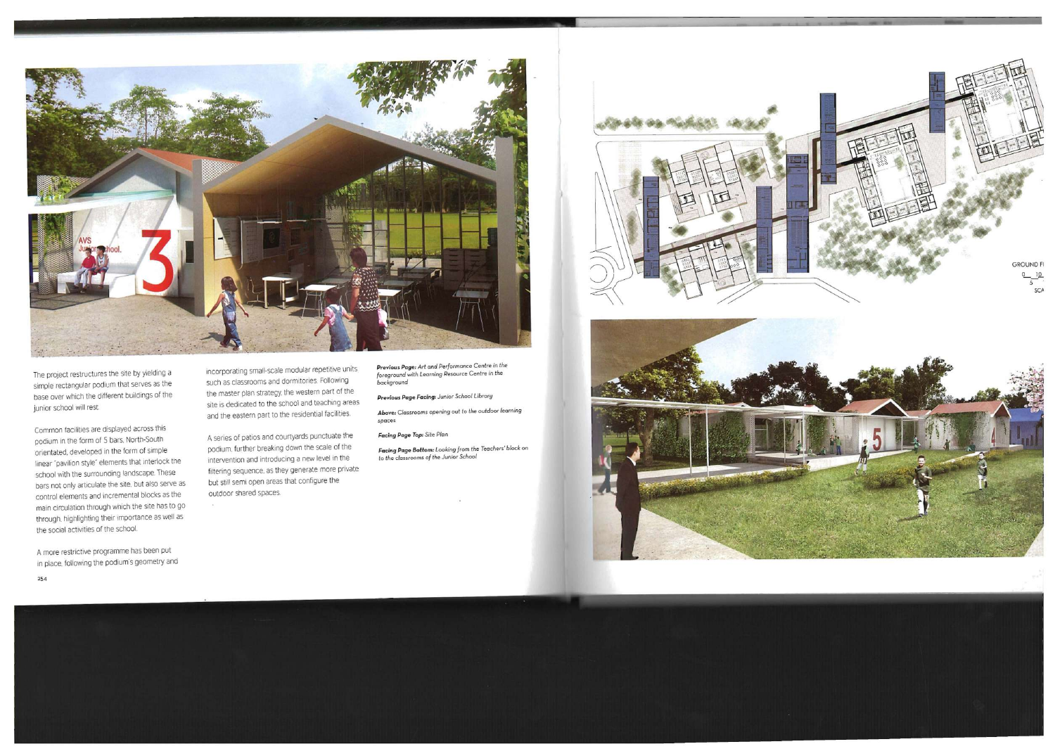The project restructures the site by yielding a simple rectangular podium that serves as the base over which the different buildings of the junior school will rest.

Common facilities are displayed across this podium in the form of 5 bars, North-South orientated, developed in the form of simple linear "pavilion style" elements that interlock the school with the surrounding landscape. These bars not only articulate the site, but also serve as control elements and incremental blocks as the main circulation through which the site has to go through, highlighting their importance as well as the social activities of the school.

A more restrictive programme has been put in place, following the podium's geometry and incorporating small-scale modular repetitive units such as classrooms and dormitories. Following the master plan strategy, the western part of the site is dedicated to the school and teaching areas and the eastern part to the residential facilities.

A series of patios and courtyards punctuate the podium, further breaking down the scale of the intervention and introducing a new level in the filtering sequence, as they generate more private but still semi open areas that configure the outdoor shared spaces.

***Previous Page:*** *Art and Performance Centre in the foreground with Learning Resource Centre in the background*

***Previous Page Facing:*** *Junior School Library*

***Above:*** *Classrooms opening out to the outdoor learning spaces*

***Facing Page Top:*** *Site Plan*

***Facing Page Bottom:*** *Looking from the Teachers' block on to the classrooms of the Junior School*